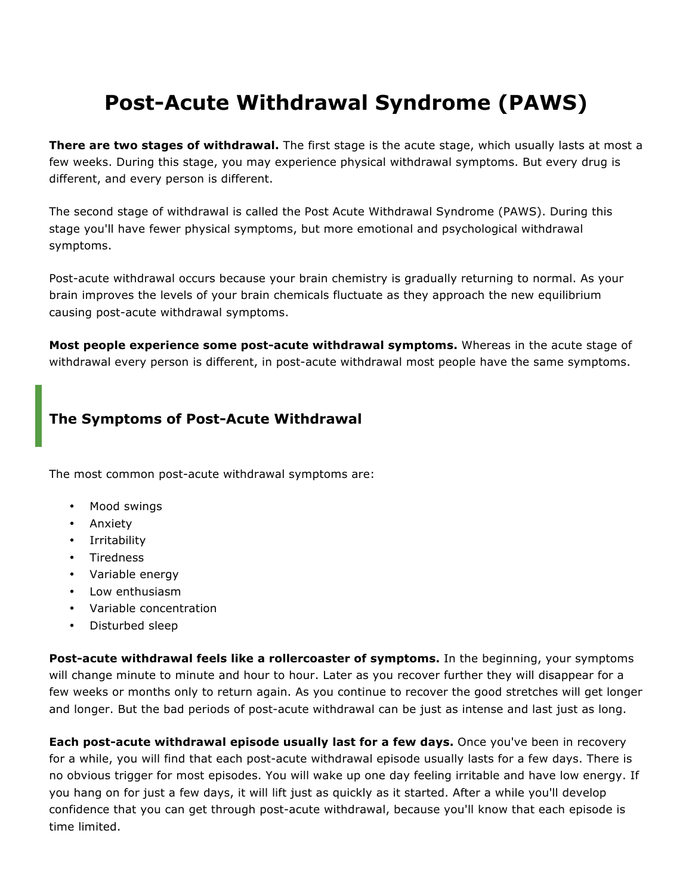# Post-Acute Withdrawal Syndrome (PAWS)

**There are two stages of withdrawal.** The first stage is the acute stage, which usually lasts at most a few weeks. During this stage, you may experience physical withdrawal symptoms. But every drug is different, and every person is different.

The second stage of withdrawal is called the Post Acute Withdrawal Syndrome (PAWS). During this stage you'll have fewer physical symptoms, but more emotional and psychological withdrawal symptoms.

Post-acute withdrawal occurs because your brain chemistry is gradually returning to normal. As your brain improves the levels of your brain chemicals fluctuate as they approach the new equilibrium causing post-acute withdrawal symptoms.

**Most people experience some post-acute withdrawal symptoms.** Whereas in the acute stage of withdrawal every person is different, in post-acute withdrawal most people have the same symptoms.

## The Symptoms of Post-Acute Withdrawal

The most common post-acute withdrawal symptoms are:

- Mood swings
- Anxiety
- Irritability
- Tiredness
- Variable energy
- Low enthusiasm
- Variable concentration
- Disturbed sleep

**Post-acute withdrawal feels like a rollercoaster of symptoms.** In the beginning, your symptoms will change minute to minute and hour to hour. Later as you recover further they will disappear for a few weeks or months only to return again. As you continue to recover the good stretches will get longer and longer. But the bad periods of post-acute withdrawal can be just as intense and last just as long.

**Each post-acute withdrawal episode usually last for a few days.** Once you've been in recovery for a while, you will find that each post-acute withdrawal episode usually lasts for a few days. There is no obvious trigger for most episodes. You will wake up one day feeling irritable and have low energy. If you hang on for just a few days, it will lift just as quickly as it started. After a while you'll develop confidence that you can get through post-acute withdrawal, because you'll know that each episode is time limited.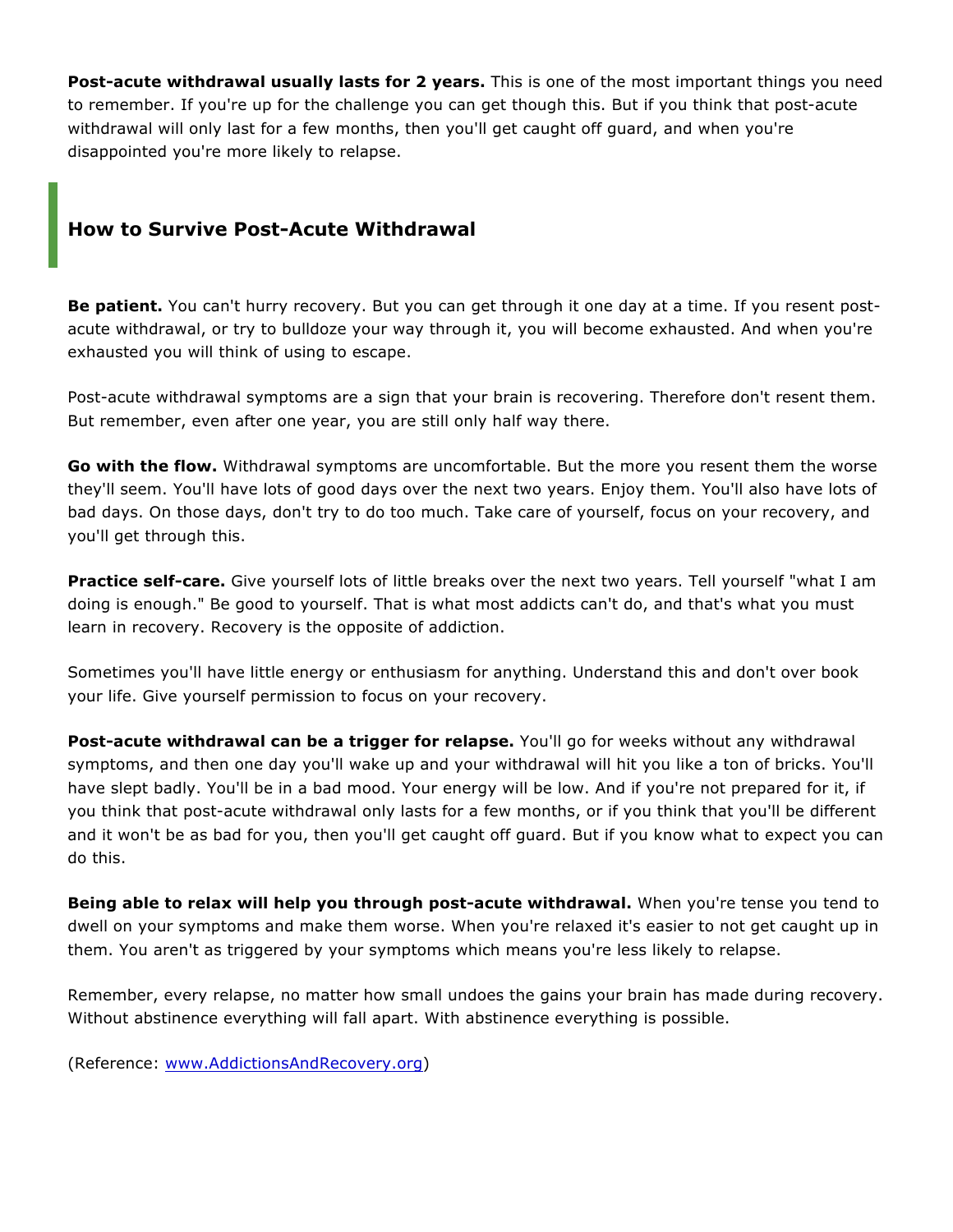**Post-acute withdrawal usually lasts for 2 years.** This is one of the most important things you need to remember. If you're up for the challenge you can get though this. But if you think that post-acute withdrawal will only last for a few months, then you'll get caught off guard, and when you're disappointed you're more likely to relapse.

## How to Survive Post-Acute Withdrawal

**Be patient.** You can't hurry recovery. But you can get through it one day at a time. If you resent post-acute withdrawal, or try to bulldoze your way through it, you will become exhausted. And when you're exhausted you will think of using to escape.

Post-acute withdrawal symptoms are a sign that your brain is recovering. Therefore don't resent them. But remember, even after one year, you are still only half way there.

**Go with the flow.** Withdrawal symptoms are uncomfortable. But the more you resent them the worse they'll seem. You'll have lots of good days over the next two years. Enjoy them. You'll also have lots of bad days. On those days, don't try to do too much. Take care of yourself, focus on your recovery, and you'll get through this.

**Practice self-care.** Give yourself lots of little breaks over the next two years. Tell yourself "what I am doing is enough." Be good to yourself. That is what most addicts can't do, and that's what you must learn in recovery. Recovery is the opposite of addiction.

Sometimes you'll have little energy or enthusiasm for anything. Understand this and don't over book your life. Give yourself permission to focus on your recovery.

**Post-acute withdrawal can be a trigger for relapse.** You'll go for weeks without any withdrawal symptoms, and then one day you'll wake up and your withdrawal will hit you like a ton of bricks. You'll have slept badly. You'll be in a bad mood. Your energy will be low. And if you're not prepared for it, if you think that post-acute withdrawal only lasts for a few months, or if you think that you'll be different and it won't be as bad for you, then you'll get caught off guard. But if you know what to expect you can do this.

**Being able to relax will help you through post-acute withdrawal.** When you're tense you tend to dwell on your symptoms and make them worse. When you're relaxed it's easier to not get caught up in them. You aren't as triggered by your symptoms which means you're less likely to relapse.

Remember, every relapse, no matter how small undoes the gains your brain has made during recovery. Without abstinence everything will fall apart. With abstinence everything is possible.

(Reference: [www.AddictionsAndRecovery.org](http://www.AddictionsAndRecovery.org))